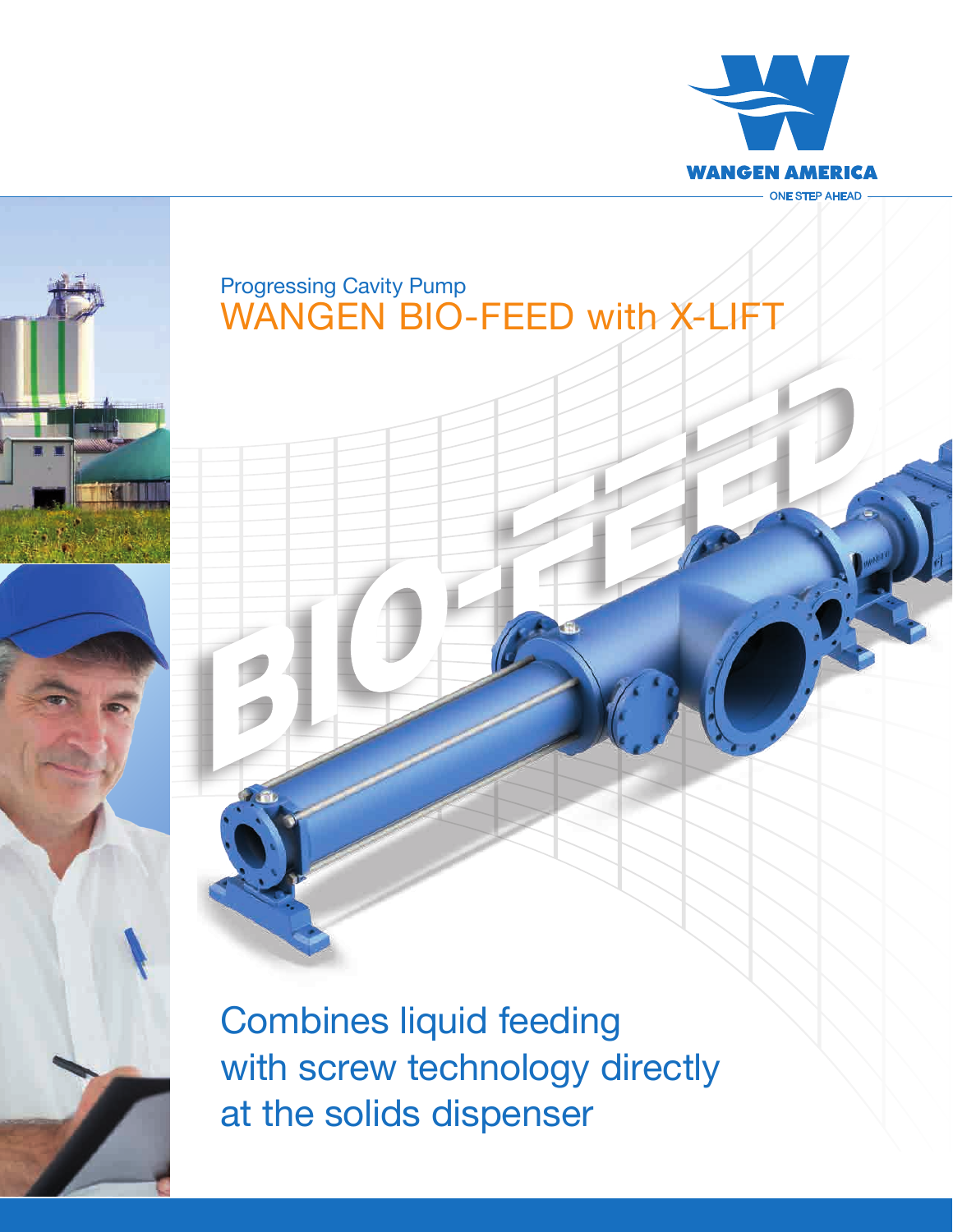WANGEN AMERICA

ONE STEP AHEAD

Progressing Cavity Pump

# WANGEN BIO-FEED with X-LIFT

BIO-FEED

## Combines liquid feeding with screw technology directly at the solids dispenser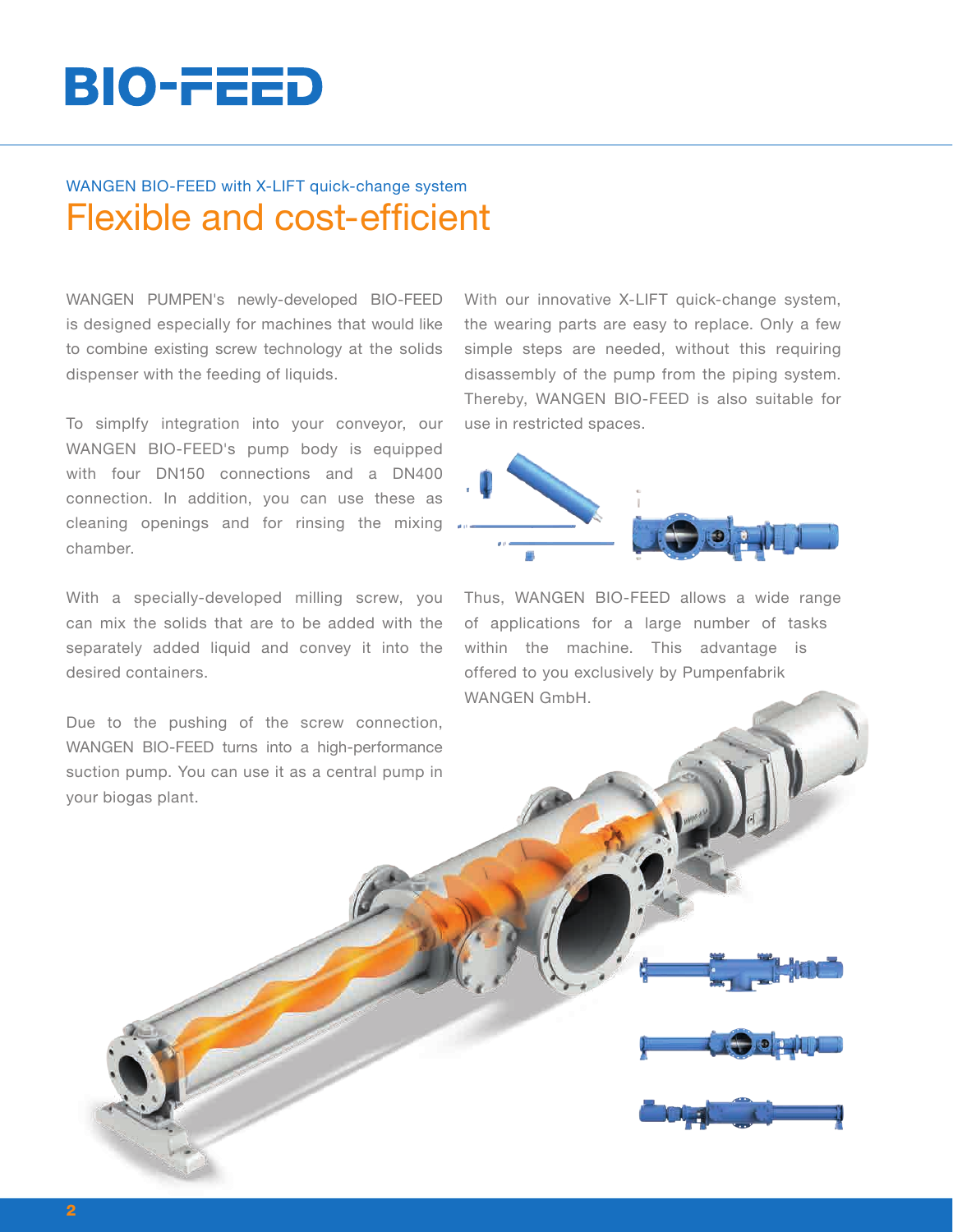# BIO-FEED

WANGEN BIO-FEED with X-LIFT quick-change system

## Flexible and cost-efficient

WANGEN PUMPEN's newly-developed BIO-FEED is designed especially for machines that would like to combine existing screw technology at the solids dispenser with the feeding of liquids.

To simplfy integration into your conveyor, our WANGEN BIO-FEED's pump body is equipped with four DN150 connections and a DN400 connection. In addition, you can use these as cleaning openings and for rinsing the mixing chamber.

With a specially-developed milling screw, you can mix the solids that are to be added with the separately added liquid and convey it into the desired containers.

Due to the pushing of the screw connection, WANGEN BIO-FEED turns into a high-performance suction pump. You can use it as a central pump in your biogas plant.

With our innovative X-LIFT quick-change system, the wearing parts are easy to replace. Only a few simple steps are needed, without this requiring disassembly of the pump from the piping system. Thereby, WANGEN BIO-FEED is also suitable for use in restricted spaces.

Thus, WANGEN BIO-FEED allows a wide range of applications for a large number of tasks within the machine. This advantage is offered to you exclusively by Pumpenfabrik WANGEN GmbH.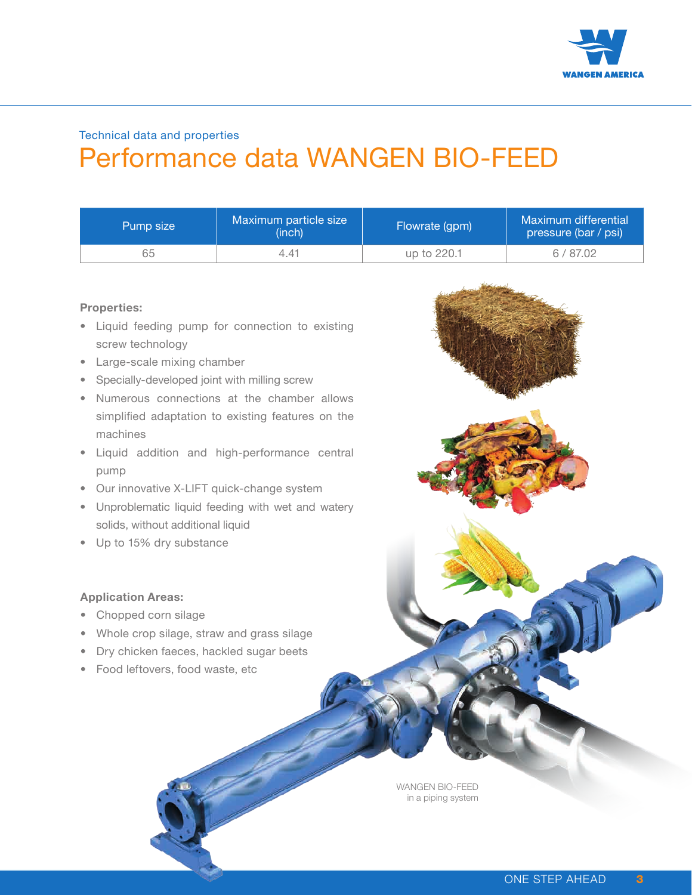Technical data and properties

# Performance data WANGEN BIO-FEED

| Pump size | Maximum particle size (inch) | Flowrate (gpm) | Maximum differential pressure (bar / psi) |
|---|---|---|---|
| 65 | 4.41 | up to 220.1 | 6 / 87.02 |

**Properties:**

- Liquid feeding pump for connection to existing screw technology
- Large-scale mixing chamber
- Specially-developed joint with milling screw
- Numerous connections at the chamber allows simplified adaptation to existing features on the machines
- Liquid addition and high-performance central pump
- Our innovative X-LIFT quick-change system
- Unproblematic liquid feeding with wet and watery solids, without additional liquid
- Up to 15% dry substance

**Application Areas:**

- Chopped corn silage
- Whole crop silage, straw and grass silage
- Dry chicken faeces, hackled sugar beets
- Food leftovers, food waste, etc

WANGEN BIO-FEED in a piping system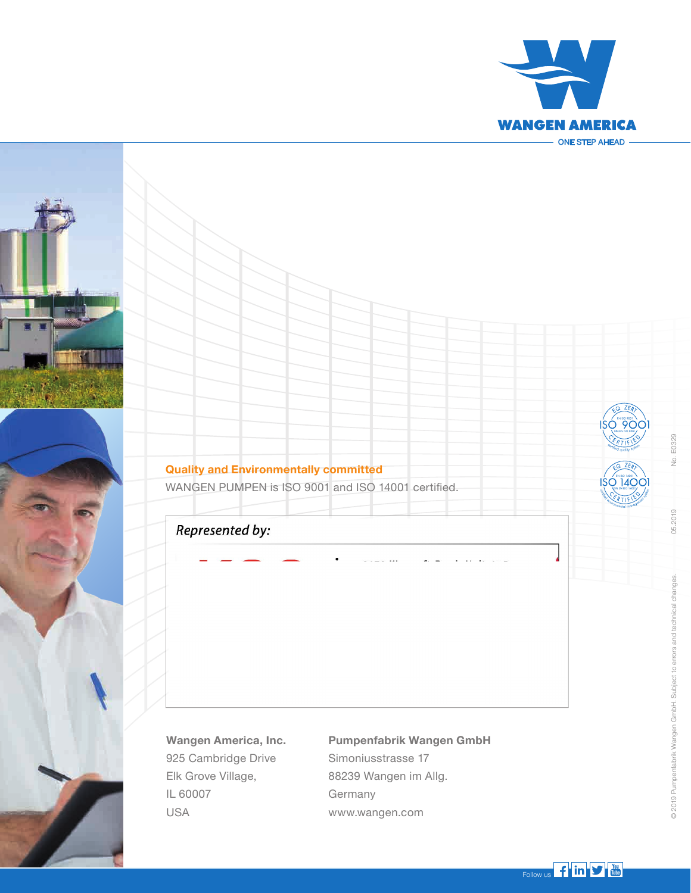WANGEN AMERICA

ONE STEP AHEAD

**Quality and Environmentally committed**

WANGEN PUMPEN is ISO 9001 and ISO 14001 certified.

*Represented by:*

**Wangen America, Inc.**
925 Cambridge Drive
Elk Grove Village,
IL 60007
USA

**Pumpenfabrik Wangen GmbH**
Simoniusstrasse 17
88239 Wangen im Allg.
Germany
www.wangen.com

No. E0329

05.2019

© 2019 Pumpenfabrik Wangen GmbH. Subject to errors and technical changes.

Follow us